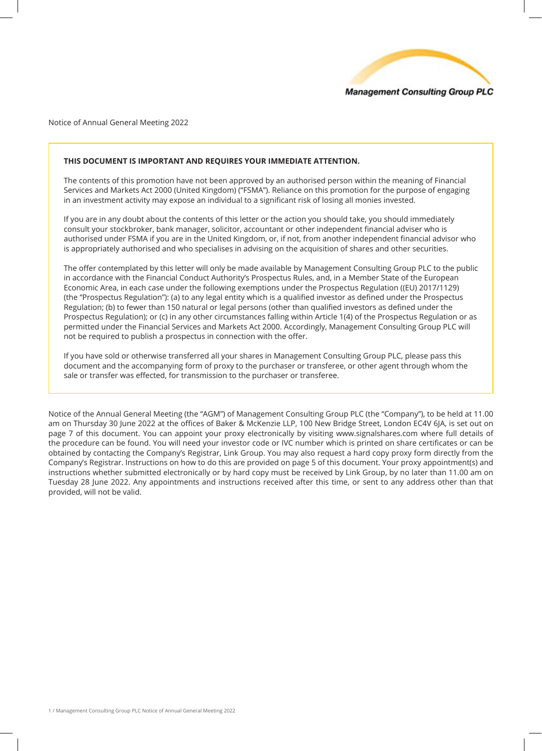Management Consulting Group PLC

Notice of Annual General Meeting 2022

**THIS DOCUMENT IS IMPORTANT AND REQUIRES YOUR IMMEDIATE ATTENTION.**

The contents of this promotion have not been approved by an authorised person within the meaning of Financial Services and Markets Act 2000 (United Kingdom) ("FSMA"). Reliance on this promotion for the purpose of engaging in an investment activity may expose an individual to a significant risk of losing all monies invested.

If you are in any doubt about the contents of this letter or the action you should take, you should immediately consult your stockbroker, bank manager, solicitor, accountant or other independent financial adviser who is authorised under FSMA if you are in the United Kingdom, or, if not, from another independent financial advisor who is appropriately authorised and who specialises in advising on the acquisition of shares and other securities.

The offer contemplated by this letter will only be made available by Management Consulting Group PLC to the public in accordance with the Financial Conduct Authority's Prospectus Rules, and, in a Member State of the European Economic Area, in each case under the following exemptions under the Prospectus Regulation ((EU) 2017/1129) (the "Prospectus Regulation"): (a) to any legal entity which is a qualified investor as defined under the Prospectus Regulation; (b) to fewer than 150 natural or legal persons (other than qualified investors as defined under the Prospectus Regulation); or (c) in any other circumstances falling within Article 1(4) of the Prospectus Regulation or as permitted under the Financial Services and Markets Act 2000. Accordingly, Management Consulting Group PLC will not be required to publish a prospectus in connection with the offer.

If you have sold or otherwise transferred all your shares in Management Consulting Group PLC, please pass this document and the accompanying form of proxy to the purchaser or transferee, or other agent through whom the sale or transfer was effected, for transmission to the purchaser or transferee.

Notice of the Annual General Meeting (the "AGM") of Management Consulting Group PLC (the "Company"), to be held at 11.00 am on Thursday 30 June 2022 at the offices of Baker & McKenzie LLP, 100 New Bridge Street, London EC4V 6JA, is set out on page 7 of this document. You can appoint your proxy electronically by visiting www.signalshares.com where full details of the procedure can be found. You will need your investor code or IVC number which is printed on share certificates or can be obtained by contacting the Company's Registrar, Link Group. You may also request a hard copy proxy form directly from the Company's Registrar. Instructions on how to do this are provided on page 5 of this document. Your proxy appointment(s) and instructions whether submitted electronically or by hard copy must be received by Link Group, by no later than 11.00 am on Tuesday 28 June 2022. Any appointments and instructions received after this time, or sent to any address other than that provided, will not be valid.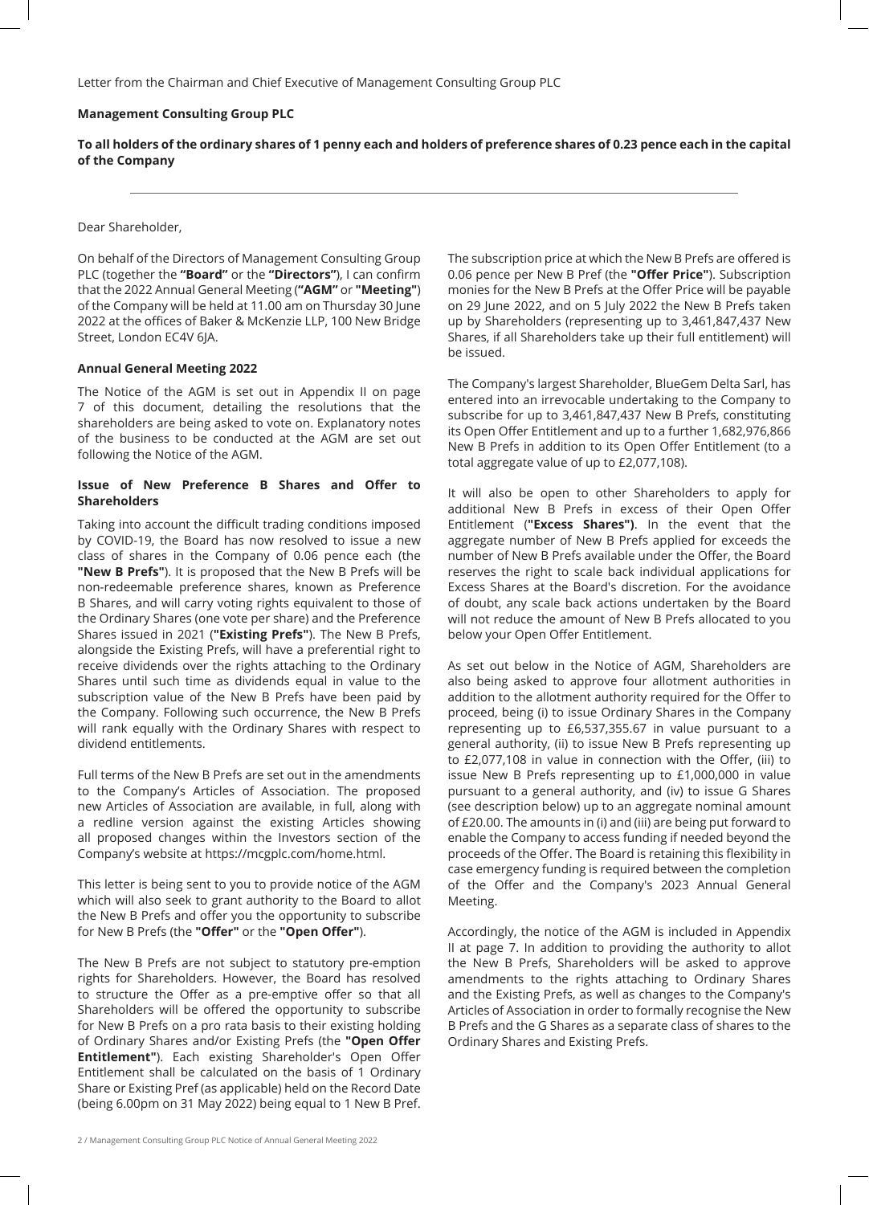Letter from the Chairman and Chief Executive of Management Consulting Group PLC

**Management Consulting Group PLC**

**To all holders of the ordinary shares of 1 penny each and holders of preference shares of 0.23 pence each in the capital of the Company**

Dear Shareholder,

On behalf of the Directors of Management Consulting Group PLC (together the **"Board"** or the **"Directors"**), I can confirm that the 2022 Annual General Meeting (**"AGM"** or **"Meeting"**) of the Company will be held at 11.00 am on Thursday 30 June 2022 at the offices of Baker & McKenzie LLP, 100 New Bridge Street, London EC4V 6JA.

**Annual General Meeting 2022**

The Notice of the AGM is set out in Appendix II on page 7 of this document, detailing the resolutions that the shareholders are being asked to vote on. Explanatory notes of the business to be conducted at the AGM are set out following the Notice of the AGM.

**Issue of New Preference B Shares and Offer to Shareholders**

Taking into account the difficult trading conditions imposed by COVID-19, the Board has now resolved to issue a new class of shares in the Company of 0.06 pence each (the **"New B Prefs"**). It is proposed that the New B Prefs will be non-redeemable preference shares, known as Preference B Shares, and will carry voting rights equivalent to those of the Ordinary Shares (one vote per share) and the Preference Shares issued in 2021 (**"Existing Prefs"**). The New B Prefs, alongside the Existing Prefs, will have a preferential right to receive dividends over the rights attaching to the Ordinary Shares until such time as dividends equal in value to the subscription value of the New B Prefs have been paid by the Company. Following such occurrence, the New B Prefs will rank equally with the Ordinary Shares with respect to dividend entitlements.

Full terms of the New B Prefs are set out in the amendments to the Company's Articles of Association. The proposed new Articles of Association are available, in full, along with a redline version against the existing Articles showing all proposed changes within the Investors section of the Company's website at https://mcgplc.com/home.html.

This letter is being sent to you to provide notice of the AGM which will also seek to grant authority to the Board to allot the New B Prefs and offer you the opportunity to subscribe for New B Prefs (the **"Offer"** or the **"Open Offer"**).

The New B Prefs are not subject to statutory pre-emption rights for Shareholders. However, the Board has resolved to structure the Offer as a pre-emptive offer so that all Shareholders will be offered the opportunity to subscribe for New B Prefs on a pro rata basis to their existing holding of Ordinary Shares and/or Existing Prefs (the **"Open Offer Entitlement"**). Each existing Shareholder's Open Offer Entitlement shall be calculated on the basis of 1 Ordinary Share or Existing Pref (as applicable) held on the Record Date (being 6.00pm on 31 May 2022) being equal to 1 New B Pref.

The subscription price at which the New B Prefs are offered is 0.06 pence per New B Pref (the **"Offer Price"**). Subscription monies for the New B Prefs at the Offer Price will be payable on 29 June 2022, and on 5 July 2022 the New B Prefs taken up by Shareholders (representing up to 3,461,847,437 New Shares, if all Shareholders take up their full entitlement) will be issued.

The Company's largest Shareholder, BlueGem Delta Sarl, has entered into an irrevocable undertaking to the Company to subscribe for up to 3,461,847,437 New B Prefs, constituting its Open Offer Entitlement and up to a further 1,682,976,866 New B Prefs in addition to its Open Offer Entitlement (to a total aggregate value of up to £2,077,108).

It will also be open to other Shareholders to apply for additional New B Prefs in excess of their Open Offer Entitlement (**"Excess Shares")**. In the event that the aggregate number of New B Prefs applied for exceeds the number of New B Prefs available under the Offer, the Board reserves the right to scale back individual applications for Excess Shares at the Board's discretion. For the avoidance of doubt, any scale back actions undertaken by the Board will not reduce the amount of New B Prefs allocated to you below your Open Offer Entitlement.

As set out below in the Notice of AGM, Shareholders are also being asked to approve four allotment authorities in addition to the allotment authority required for the Offer to proceed, being (i) to issue Ordinary Shares in the Company representing up to £6,537,355.67 in value pursuant to a general authority, (ii) to issue New B Prefs representing up to £2,077,108 in value in connection with the Offer, (iii) to issue New B Prefs representing up to £1,000,000 in value pursuant to a general authority, and (iv) to issue G Shares (see description below) up to an aggregate nominal amount of £20.00. The amounts in (i) and (iii) are being put forward to enable the Company to access funding if needed beyond the proceeds of the Offer. The Board is retaining this flexibility in case emergency funding is required between the completion of the Offer and the Company's 2023 Annual General Meeting.

Accordingly, the notice of the AGM is included in Appendix II at page 7. In addition to providing the authority to allot the New B Prefs, Shareholders will be asked to approve amendments to the rights attaching to Ordinary Shares and the Existing Prefs, as well as changes to the Company's Articles of Association in order to formally recognise the New B Prefs and the G Shares as a separate class of shares to the Ordinary Shares and Existing Prefs.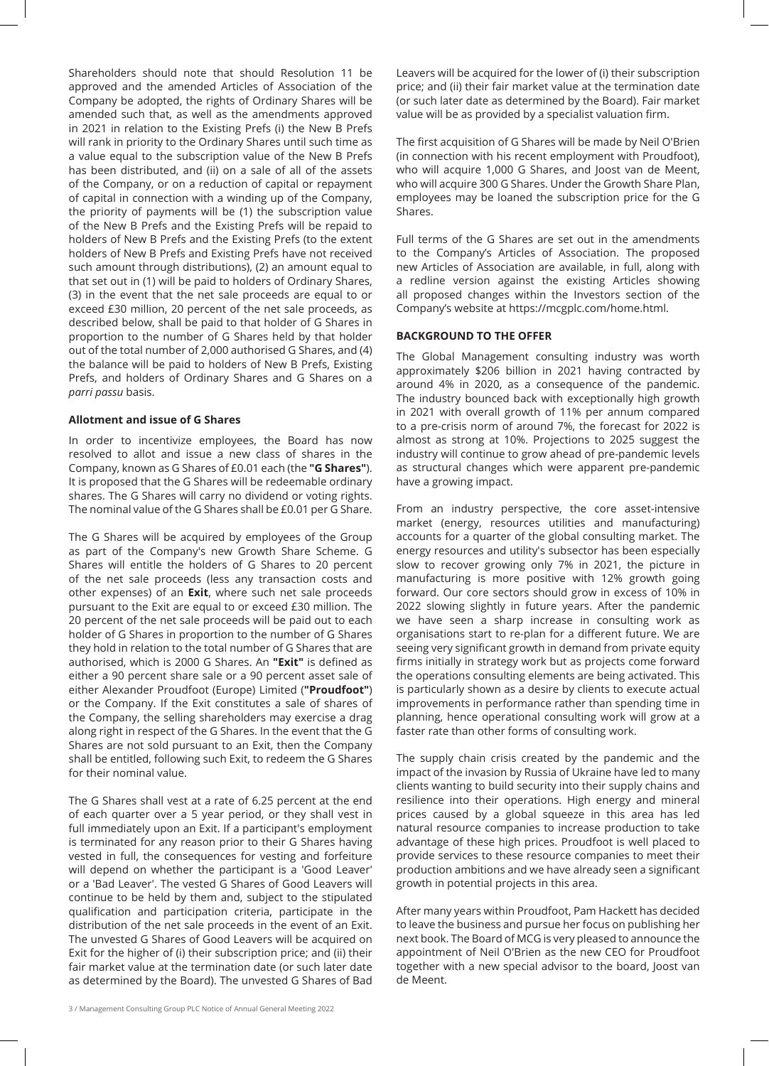Shareholders should note that should Resolution 11 be approved and the amended Articles of Association of the Company be adopted, the rights of Ordinary Shares will be amended such that, as well as the amendments approved in 2021 in relation to the Existing Prefs (i) the New B Prefs will rank in priority to the Ordinary Shares until such time as a value equal to the subscription value of the New B Prefs has been distributed, and (ii) on a sale of all of the assets of the Company, or on a reduction of capital or repayment of capital in connection with a winding up of the Company, the priority of payments will be (1) the subscription value of the New B Prefs and the Existing Prefs will be repaid to holders of New B Prefs and the Existing Prefs (to the extent holders of New B Prefs and Existing Prefs have not received such amount through distributions), (2) an amount equal to that set out in (1) will be paid to holders of Ordinary Shares, (3) in the event that the net sale proceeds are equal to or exceed £30 million, 20 percent of the net sale proceeds, as described below, shall be paid to that holder of G Shares in proportion to the number of G Shares held by that holder out of the total number of 2,000 authorised G Shares, and (4) the balance will be paid to holders of New B Prefs, Existing Prefs, and holders of Ordinary Shares and G Shares on a *parri passu* basis.

**Allotment and issue of G Shares**

In order to incentivize employees, the Board has now resolved to allot and issue a new class of shares in the Company, known as G Shares of £0.01 each (the **"G Shares"**). It is proposed that the G Shares will be redeemable ordinary shares. The G Shares will carry no dividend or voting rights. The nominal value of the G Shares shall be £0.01 per G Share.

The G Shares will be acquired by employees of the Group as part of the Company's new Growth Share Scheme. G Shares will entitle the holders of G Shares to 20 percent of the net sale proceeds (less any transaction costs and other expenses) of an **Exit**, where such net sale proceeds pursuant to the Exit are equal to or exceed £30 million. The 20 percent of the net sale proceeds will be paid out to each holder of G Shares in proportion to the number of G Shares they hold in relation to the total number of G Shares that are authorised, which is 2000 G Shares. An **"Exit"** is defined as either a 90 percent share sale or a 90 percent asset sale of either Alexander Proudfoot (Europe) Limited (**"Proudfoot"**) or the Company. If the Exit constitutes a sale of shares of the Company, the selling shareholders may exercise a drag along right in respect of the G Shares. In the event that the G Shares are not sold pursuant to an Exit, then the Company shall be entitled, following such Exit, to redeem the G Shares for their nominal value.

The G Shares shall vest at a rate of 6.25 percent at the end of each quarter over a 5 year period, or they shall vest in full immediately upon an Exit. If a participant's employment is terminated for any reason prior to their G Shares having vested in full, the consequences for vesting and forfeiture will depend on whether the participant is a 'Good Leaver' or a 'Bad Leaver'. The vested G Shares of Good Leavers will continue to be held by them and, subject to the stipulated qualification and participation criteria, participate in the distribution of the net sale proceeds in the event of an Exit. The unvested G Shares of Good Leavers will be acquired on Exit for the higher of (i) their subscription price; and (ii) their fair market value at the termination date (or such later date as determined by the Board). The unvested G Shares of Bad Leavers will be acquired for the lower of (i) their subscription price; and (ii) their fair market value at the termination date (or such later date as determined by the Board). Fair market value will be as provided by a specialist valuation firm.

The first acquisition of G Shares will be made by Neil O'Brien (in connection with his recent employment with Proudfoot), who will acquire 1,000 G Shares, and Joost van de Meent, who will acquire 300 G Shares. Under the Growth Share Plan, employees may be loaned the subscription price for the G Shares.

Full terms of the G Shares are set out in the amendments to the Company's Articles of Association. The proposed new Articles of Association are available, in full, along with a redline version against the existing Articles showing all proposed changes within the Investors section of the Company's website at https://mcgplc.com/home.html.

**BACKGROUND TO THE OFFER**

The Global Management consulting industry was worth approximately $206 billion in 2021 having contracted by around 4% in 2020, as a consequence of the pandemic. The industry bounced back with exceptionally high growth in 2021 with overall growth of 11% per annum compared to a pre-crisis norm of around 7%, the forecast for 2022 is almost as strong at 10%. Projections to 2025 suggest the industry will continue to grow ahead of pre-pandemic levels as structural changes which were apparent pre-pandemic have a growing impact.

From an industry perspective, the core asset-intensive market (energy, resources utilities and manufacturing) accounts for a quarter of the global consulting market. The energy resources and utility's subsector has been especially slow to recover growing only 7% in 2021, the picture in manufacturing is more positive with 12% growth going forward. Our core sectors should grow in excess of 10% in 2022 slowing slightly in future years. After the pandemic we have seen a sharp increase in consulting work as organisations start to re-plan for a different future. We are seeing very significant growth in demand from private equity firms initially in strategy work but as projects come forward the operations consulting elements are being activated. This is particularly shown as a desire by clients to execute actual improvements in performance rather than spending time in planning, hence operational consulting work will grow at a faster rate than other forms of consulting work.

The supply chain crisis created by the pandemic and the impact of the invasion by Russia of Ukraine have led to many clients wanting to build security into their supply chains and resilience into their operations. High energy and mineral prices caused by a global squeeze in this area has led natural resource companies to increase production to take advantage of these high prices. Proudfoot is well placed to provide services to these resource companies to meet their production ambitions and we have already seen a significant growth in potential projects in this area.

After many years within Proudfoot, Pam Hackett has decided to leave the business and pursue her focus on publishing her next book. The Board of MCG is very pleased to announce the appointment of Neil O'Brien as the new CEO for Proudfoot together with a new special advisor to the board, Joost van de Meent.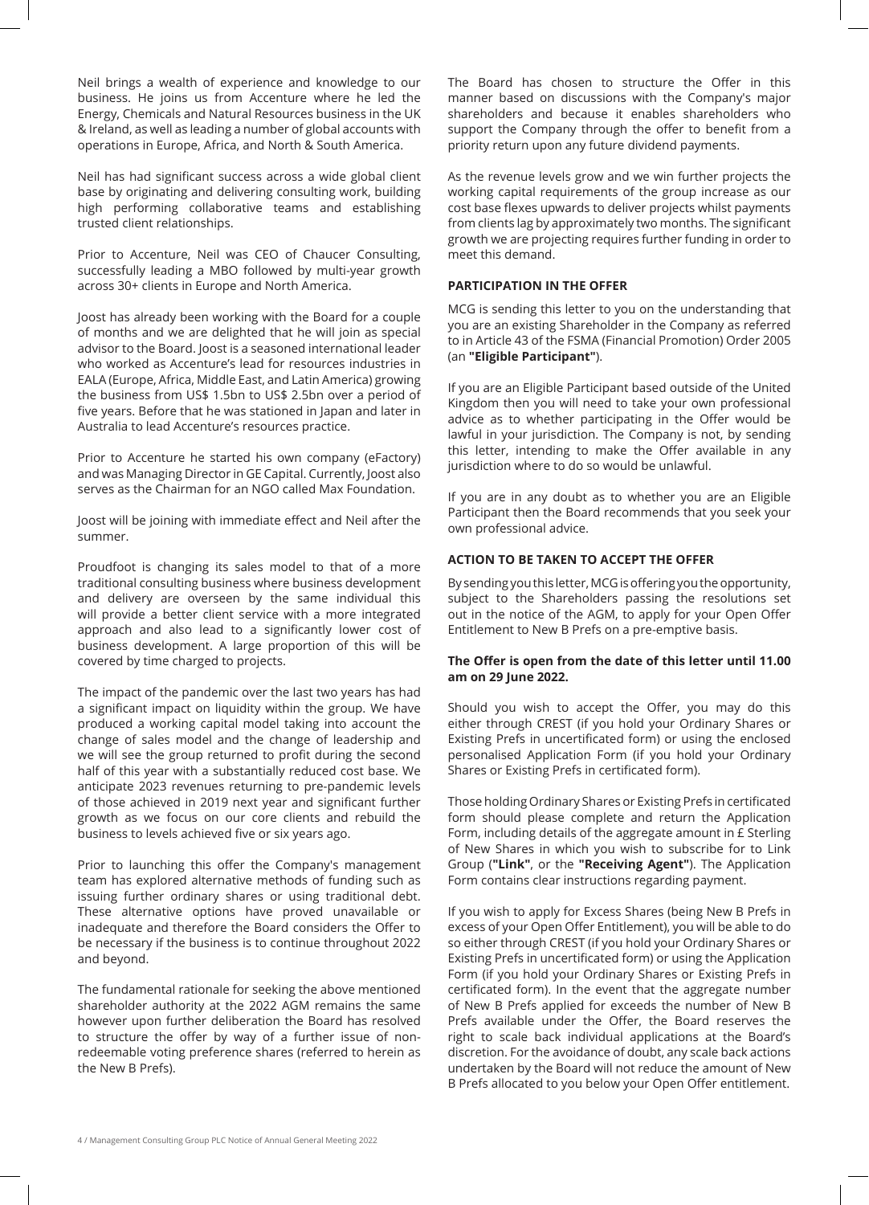Neil brings a wealth of experience and knowledge to our business. He joins us from Accenture where he led the Energy, Chemicals and Natural Resources business in the UK & Ireland, as well as leading a number of global accounts with operations in Europe, Africa, and North & South America.

Neil has had significant success across a wide global client base by originating and delivering consulting work, building high performing collaborative teams and establishing trusted client relationships.

Prior to Accenture, Neil was CEO of Chaucer Consulting, successfully leading a MBO followed by multi-year growth across 30+ clients in Europe and North America.

Joost has already been working with the Board for a couple of months and we are delighted that he will join as special advisor to the Board. Joost is a seasoned international leader who worked as Accenture's lead for resources industries in EALA (Europe, Africa, Middle East, and Latin America) growing the business from US$ 1.5bn to US$ 2.5bn over a period of five years. Before that he was stationed in Japan and later in Australia to lead Accenture's resources practice.

Prior to Accenture he started his own company (eFactory) and was Managing Director in GE Capital. Currently, Joost also serves as the Chairman for an NGO called Max Foundation.

Joost will be joining with immediate effect and Neil after the summer.

Proudfoot is changing its sales model to that of a more traditional consulting business where business development and delivery are overseen by the same individual this will provide a better client service with a more integrated approach and also lead to a significantly lower cost of business development. A large proportion of this will be covered by time charged to projects.

The impact of the pandemic over the last two years has had a significant impact on liquidity within the group. We have produced a working capital model taking into account the change of sales model and the change of leadership and we will see the group returned to profit during the second half of this year with a substantially reduced cost base. We anticipate 2023 revenues returning to pre-pandemic levels of those achieved in 2019 next year and significant further growth as we focus on our core clients and rebuild the business to levels achieved five or six years ago.

Prior to launching this offer the Company's management team has explored alternative methods of funding such as issuing further ordinary shares or using traditional debt. These alternative options have proved unavailable or inadequate and therefore the Board considers the Offer to be necessary if the business is to continue throughout 2022 and beyond.

The fundamental rationale for seeking the above mentioned shareholder authority at the 2022 AGM remains the same however upon further deliberation the Board has resolved to structure the offer by way of a further issue of non-redeemable voting preference shares (referred to herein as the New B Prefs).

The Board has chosen to structure the Offer in this manner based on discussions with the Company's major shareholders and because it enables shareholders who support the Company through the offer to benefit from a priority return upon any future dividend payments.

As the revenue levels grow and we win further projects the working capital requirements of the group increase as our cost base flexes upwards to deliver projects whilst payments from clients lag by approximately two months. The significant growth we are projecting requires further funding in order to meet this demand.

**PARTICIPATION IN THE OFFER**

MCG is sending this letter to you on the understanding that you are an existing Shareholder in the Company as referred to in Article 43 of the FSMA (Financial Promotion) Order 2005 (an **"Eligible Participant"**).

If you are an Eligible Participant based outside of the United Kingdom then you will need to take your own professional advice as to whether participating in the Offer would be lawful in your jurisdiction. The Company is not, by sending this letter, intending to make the Offer available in any jurisdiction where to do so would be unlawful.

If you are in any doubt as to whether you are an Eligible Participant then the Board recommends that you seek your own professional advice.

**ACTION TO BE TAKEN TO ACCEPT THE OFFER**

By sending you this letter, MCG is offering you the opportunity, subject to the Shareholders passing the resolutions set out in the notice of the AGM, to apply for your Open Offer Entitlement to New B Prefs on a pre-emptive basis.

**The Offer is open from the date of this letter until 11.00 am on 29 June 2022.**

Should you wish to accept the Offer, you may do this either through CREST (if you hold your Ordinary Shares or Existing Prefs in uncertificated form) or using the enclosed personalised Application Form (if you hold your Ordinary Shares or Existing Prefs in certificated form).

Those holding Ordinary Shares or Existing Prefs in certificated form should please complete and return the Application Form, including details of the aggregate amount in £ Sterling of New Shares in which you wish to subscribe for to Link Group (**"Link"**, or the **"Receiving Agent"**). The Application Form contains clear instructions regarding payment.

If you wish to apply for Excess Shares (being New B Prefs in excess of your Open Offer Entitlement), you will be able to do so either through CREST (if you hold your Ordinary Shares or Existing Prefs in uncertificated form) or using the Application Form (if you hold your Ordinary Shares or Existing Prefs in certificated form). In the event that the aggregate number of New B Prefs applied for exceeds the number of New B Prefs available under the Offer, the Board reserves the right to scale back individual applications at the Board's discretion. For the avoidance of doubt, any scale back actions undertaken by the Board will not reduce the amount of New B Prefs allocated to you below your Open Offer entitlement.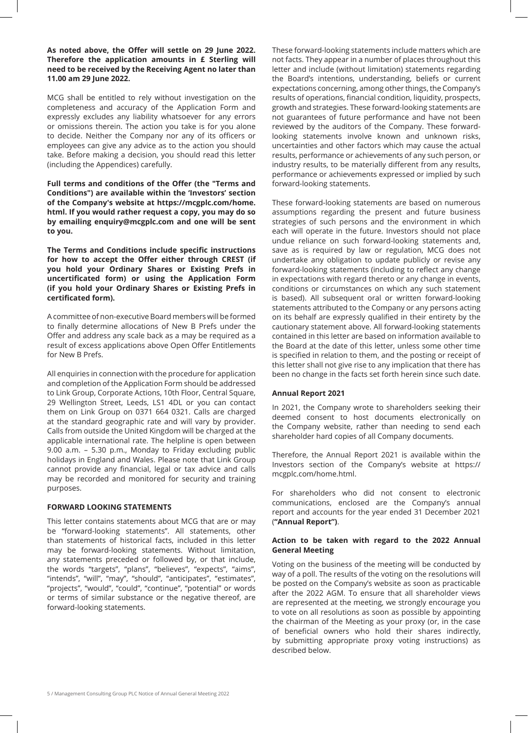**As noted above, the Offer will settle on 29 June 2022. Therefore the application amounts in £ Sterling will need to be received by the Receiving Agent no later than 11.00 am 29 June 2022.**

MCG shall be entitled to rely without investigation on the completeness and accuracy of the Application Form and expressly excludes any liability whatsoever for any errors or omissions therein. The action you take is for you alone to decide. Neither the Company nor any of its officers or employees can give any advice as to the action you should take. Before making a decision, you should read this letter (including the Appendices) carefully.

**Full terms and conditions of the Offer (the "Terms and Conditions") are available within the 'Investors' section of the Company's website at https://mcgplc.com/home.html. If you would rather request a copy, you may do so by emailing enquiry@mcgplc.com and one will be sent to you.**

**The Terms and Conditions include specific instructions for how to accept the Offer either through CREST (if you hold your Ordinary Shares or Existing Prefs in uncertificated form) or using the Application Form (if you hold your Ordinary Shares or Existing Prefs in certificated form).**

A committee of non-executive Board members will be formed to finally determine allocations of New B Prefs under the Offer and address any scale back as a may be required as a result of excess applications above Open Offer Entitlements for New B Prefs.

All enquiries in connection with the procedure for application and completion of the Application Form should be addressed to Link Group, Corporate Actions, 10th Floor, Central Square, 29 Wellington Street, Leeds, LS1 4DL or you can contact them on Link Group on 0371 664 0321. Calls are charged at the standard geographic rate and will vary by provider. Calls from outside the United Kingdom will be charged at the applicable international rate. The helpline is open between 9.00 a.m. – 5.30 p.m., Monday to Friday excluding public holidays in England and Wales. Please note that Link Group cannot provide any financial, legal or tax advice and calls may be recorded and monitored for security and training purposes.

**FORWARD LOOKING STATEMENTS**

This letter contains statements about MCG that are or may be "forward-looking statements". All statements, other than statements of historical facts, included in this letter may be forward-looking statements. Without limitation, any statements preceded or followed by, or that include, the words "targets", "plans", "believes", "expects", "aims", "intends", "will", "may", "should", "anticipates", "estimates", "projects", "would", "could", "continue", "potential" or words or terms of similar substance or the negative thereof, are forward-looking statements.

These forward-looking statements include matters which are not facts. They appear in a number of places throughout this letter and include (without limitation) statements regarding the Board's intentions, understanding, beliefs or current expectations concerning, among other things, the Company's results of operations, financial condition, liquidity, prospects, growth and strategies. These forward-looking statements are not guarantees of future performance and have not been reviewed by the auditors of the Company. These forward-looking statements involve known and unknown risks, uncertainties and other factors which may cause the actual results, performance or achievements of any such person, or industry results, to be materially different from any results, performance or achievements expressed or implied by such forward-looking statements.

These forward-looking statements are based on numerous assumptions regarding the present and future business strategies of such persons and the environment in which each will operate in the future. Investors should not place undue reliance on such forward-looking statements and, save as is required by law or regulation, MCG does not undertake any obligation to update publicly or revise any forward-looking statements (including to reflect any change in expectations with regard thereto or any change in events, conditions or circumstances on which any such statement is based). All subsequent oral or written forward-looking statements attributed to the Company or any persons acting on its behalf are expressly qualified in their entirety by the cautionary statement above. All forward-looking statements contained in this letter are based on information available to the Board at the date of this letter, unless some other time is specified in relation to them, and the posting or receipt of this letter shall not give rise to any implication that there has been no change in the facts set forth herein since such date.

**Annual Report 2021**

In 2021, the Company wrote to shareholders seeking their deemed consent to host documents electronically on the Company website, rather than needing to send each shareholder hard copies of all Company documents.

Therefore, the Annual Report 2021 is available within the Investors section of the Company's website at https://mcgplc.com/home.html.

For shareholders who did not consent to electronic communications, enclosed are the Company's annual report and accounts for the year ended 31 December 2021 (**"Annual Report")**.

**Action to be taken with regard to the 2022 Annual General Meeting**

Voting on the business of the meeting will be conducted by way of a poll. The results of the voting on the resolutions will be posted on the Company's website as soon as practicable after the 2022 AGM. To ensure that all shareholder views are represented at the meeting, we strongly encourage you to vote on all resolutions as soon as possible by appointing the chairman of the Meeting as your proxy (or, in the case of beneficial owners who hold their shares indirectly, by submitting appropriate proxy voting instructions) as described below.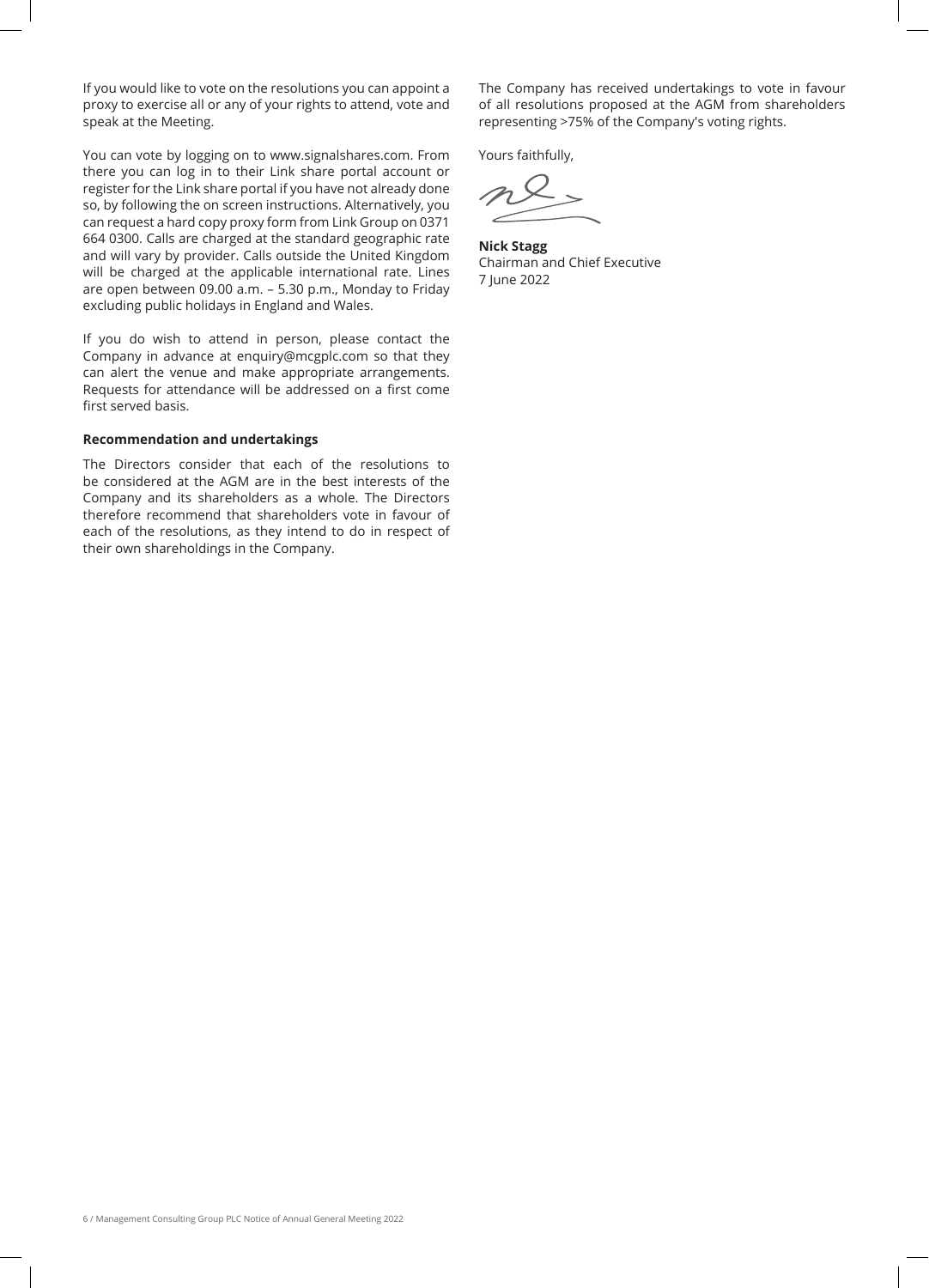If you would like to vote on the resolutions you can appoint a proxy to exercise all or any of your rights to attend, vote and speak at the Meeting.

You can vote by logging on to www.signalshares.com. From there you can log in to their Link share portal account or register for the Link share portal if you have not already done so, by following the on screen instructions. Alternatively, you can request a hard copy proxy form from Link Group on 0371 664 0300. Calls are charged at the standard geographic rate and will vary by provider. Calls outside the United Kingdom will be charged at the applicable international rate. Lines are open between 09.00 a.m. – 5.30 p.m., Monday to Friday excluding public holidays in England and Wales.

If you do wish to attend in person, please contact the Company in advance at enquiry@mcgplc.com so that they can alert the venue and make appropriate arrangements. Requests for attendance will be addressed on a first come first served basis.

**Recommendation and undertakings**

The Directors consider that each of the resolutions to be considered at the AGM are in the best interests of the Company and its shareholders as a whole. The Directors therefore recommend that shareholders vote in favour of each of the resolutions, as they intend to do in respect of their own shareholdings in the Company.

The Company has received undertakings to vote in favour of all resolutions proposed at the AGM from shareholders representing >75% of the Company's voting rights.

Yours faithfully,

**Nick Stagg**
Chairman and Chief Executive
7 June 2022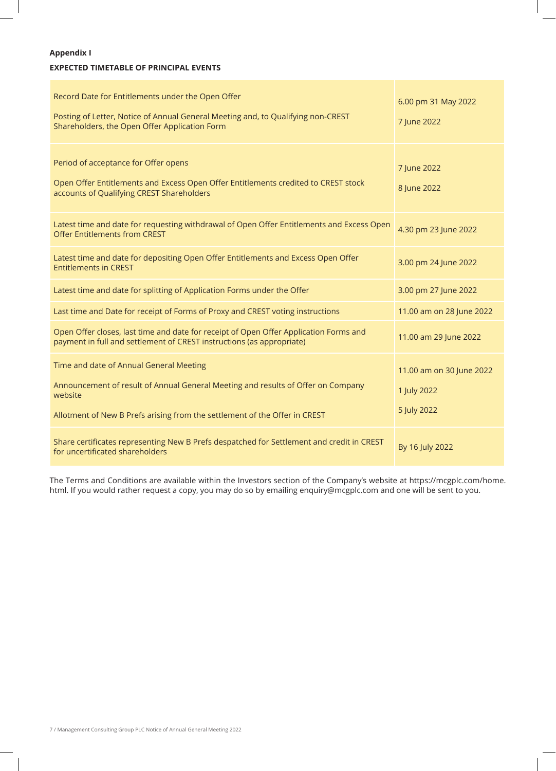**Appendix I**

**EXPECTED TIMETABLE OF PRINCIPAL EVENTS**

| Event | Date |
|---|---|
| Record Date for Entitlements under the Open Offer | 6.00 pm 31 May 2022 |
| Posting of Letter, Notice of Annual General Meeting and, to Qualifying non-CREST Shareholders, the Open Offer Application Form | 7 June 2022 |
| Period of acceptance for Offer opens | 7 June 2022 |
| Open Offer Entitlements and Excess Open Offer Entitlements credited to CREST stock accounts of Qualifying CREST Shareholders | 8 June 2022 |
| Latest time and date for requesting withdrawal of Open Offer Entitlements and Excess Open Offer Entitlements from CREST | 4.30 pm 23 June 2022 |
| Latest time and date for depositing Open Offer Entitlements and Excess Open Offer Entitlements in CREST | 3.00 pm 24 June 2022 |
| Latest time and date for splitting of Application Forms under the Offer | 3.00 pm 27 June 2022 |
| Last time and Date for receipt of Forms of Proxy and CREST voting instructions | 11.00 am on 28 June 2022 |
| Open Offer closes, last time and date for receipt of Open Offer Application Forms and payment in full and settlement of CREST instructions (as appropriate) | 11.00 am 29 June 2022 |
| Time and date of Annual General Meeting | 11.00 am on 30 June 2022 |
| Announcement of result of Annual General Meeting and results of Offer on Company website | 1 July 2022 |
| Allotment of New B Prefs arising from the settlement of the Offer in CREST | 5 July 2022 |
| Share certificates representing New B Prefs despatched for Settlement and credit in CREST for uncertificated shareholders | By 16 July 2022 |

The Terms and Conditions are available within the Investors section of the Company's website at https://mcgplc.com/home.html. If you would rather request a copy, you may do so by emailing enquiry@mcgplc.com and one will be sent to you.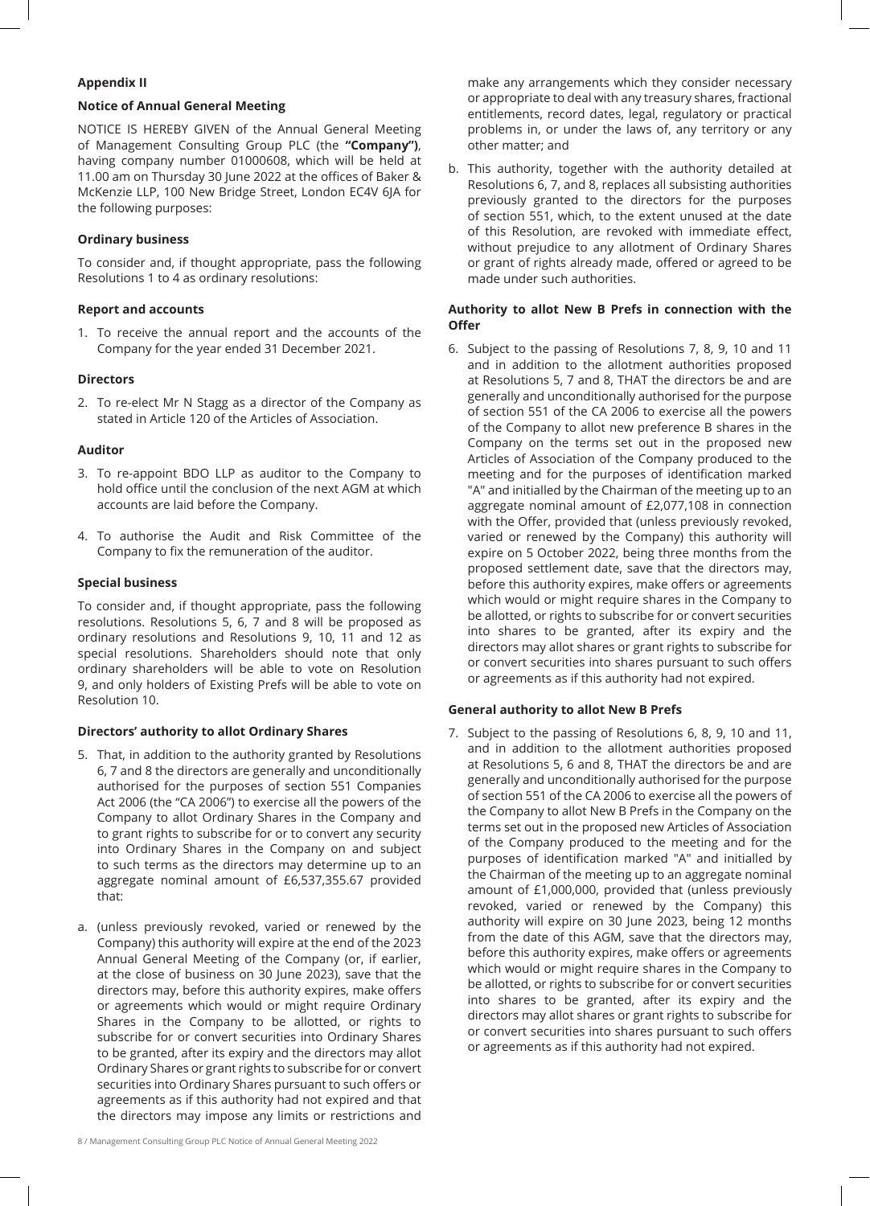**Appendix II**

**Notice of Annual General Meeting**

NOTICE IS HEREBY GIVEN of the Annual General Meeting of Management Consulting Group PLC (the **"Company")**, having company number 01000608, which will be held at 11.00 am on Thursday 30 June 2022 at the offices of Baker & McKenzie LLP, 100 New Bridge Street, London EC4V 6JA for the following purposes:

**Ordinary business**

To consider and, if thought appropriate, pass the following Resolutions 1 to 4 as ordinary resolutions:

**Report and accounts**

1. To receive the annual report and the accounts of the Company for the year ended 31 December 2021.

**Directors**

2. To re-elect Mr N Stagg as a director of the Company as stated in Article 120 of the Articles of Association.

**Auditor**

3. To re-appoint BDO LLP as auditor to the Company to hold office until the conclusion of the next AGM at which accounts are laid before the Company.

4. To authorise the Audit and Risk Committee of the Company to fix the remuneration of the auditor.

**Special business**

To consider and, if thought appropriate, pass the following resolutions. Resolutions 5, 6, 7 and 8 will be proposed as ordinary resolutions and Resolutions 9, 10, 11 and 12 as special resolutions. Shareholders should note that only ordinary shareholders will be able to vote on Resolution 9, and only holders of Existing Prefs will be able to vote on Resolution 10.

**Directors' authority to allot Ordinary Shares**

5. That, in addition to the authority granted by Resolutions 6, 7 and 8 the directors are generally and unconditionally authorised for the purposes of section 551 Companies Act 2006 (the "CA 2006") to exercise all the powers of the Company to allot Ordinary Shares in the Company and to grant rights to subscribe for or to convert any security into Ordinary Shares in the Company on and subject to such terms as the directors may determine up to an aggregate nominal amount of £6,537,355.67 provided that:

a. (unless previously revoked, varied or renewed by the Company) this authority will expire at the end of the 2023 Annual General Meeting of the Company (or, if earlier, at the close of business on 30 June 2023), save that the directors may, before this authority expires, make offers or agreements which would or might require Ordinary Shares in the Company to be allotted, or rights to subscribe for or convert securities into Ordinary Shares to be granted, after its expiry and the directors may allot Ordinary Shares or grant rights to subscribe for or convert securities into Ordinary Shares pursuant to such offers or agreements as if this authority had not expired and that the directors may impose any limits or restrictions and make any arrangements which they consider necessary or appropriate to deal with any treasury shares, fractional entitlements, record dates, legal, regulatory or practical problems in, or under the laws of, any territory or any other matter; and

b. This authority, together with the authority detailed at Resolutions 6, 7, and 8, replaces all subsisting authorities previously granted to the directors for the purposes of section 551, which, to the extent unused at the date of this Resolution, are revoked with immediate effect, without prejudice to any allotment of Ordinary Shares or grant of rights already made, offered or agreed to be made under such authorities.

**Authority to allot New B Prefs in connection with the Offer**

6. Subject to the passing of Resolutions 7, 8, 9, 10 and 11 and in addition to the allotment authorities proposed at Resolutions 5, 7 and 8, THAT the directors be and are generally and unconditionally authorised for the purpose of section 551 of the CA 2006 to exercise all the powers of the Company to allot new preference B shares in the Company on the terms set out in the proposed new Articles of Association of the Company produced to the meeting and for the purposes of identification marked "A" and initialled by the Chairman of the meeting up to an aggregate nominal amount of £2,077,108 in connection with the Offer, provided that (unless previously revoked, varied or renewed by the Company) this authority will expire on 5 October 2022, being three months from the proposed settlement date, save that the directors may, before this authority expires, make offers or agreements which would or might require shares in the Company to be allotted, or rights to subscribe for or convert securities into shares to be granted, after its expiry and the directors may allot shares or grant rights to subscribe for or convert securities into shares pursuant to such offers or agreements as if this authority had not expired.

**General authority to allot New B Prefs**

7. Subject to the passing of Resolutions 6, 8, 9, 10 and 11, and in addition to the allotment authorities proposed at Resolutions 5, 6 and 8, THAT the directors be and are generally and unconditionally authorised for the purpose of section 551 of the CA 2006 to exercise all the powers of the Company to allot New B Prefs in the Company on the terms set out in the proposed new Articles of Association of the Company produced to the meeting and for the purposes of identification marked "A" and initialled by the Chairman of the meeting up to an aggregate nominal amount of £1,000,000, provided that (unless previously revoked, varied or renewed by the Company) this authority will expire on 30 June 2023, being 12 months from the date of this AGM, save that the directors may, before this authority expires, make offers or agreements which would or might require shares in the Company to be allotted, or rights to subscribe for or convert securities into shares to be granted, after its expiry and the directors may allot shares or grant rights to subscribe for or convert securities into shares pursuant to such offers or agreements as if this authority had not expired.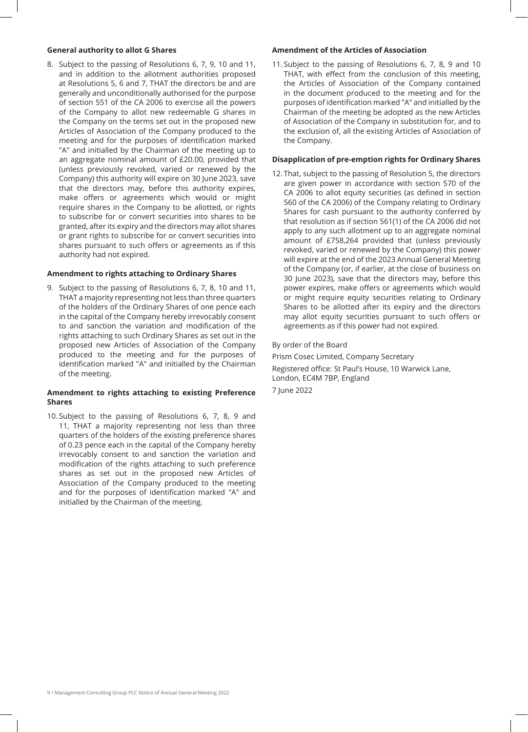**General authority to allot G Shares**

8. Subject to the passing of Resolutions 6, 7, 9, 10 and 11, and in addition to the allotment authorities proposed at Resolutions 5, 6 and 7, THAT the directors be and are generally and unconditionally authorised for the purpose of section 551 of the CA 2006 to exercise all the powers of the Company to allot new redeemable G shares in the Company on the terms set out in the proposed new Articles of Association of the Company produced to the meeting and for the purposes of identification marked "A" and initialled by the Chairman of the meeting up to an aggregate nominal amount of £20.00, provided that (unless previously revoked, varied or renewed by the Company) this authority will expire on 30 June 2023, save that the directors may, before this authority expires, make offers or agreements which would or might require shares in the Company to be allotted, or rights to subscribe for or convert securities into shares to be granted, after its expiry and the directors may allot shares or grant rights to subscribe for or convert securities into shares pursuant to such offers or agreements as if this authority had not expired.

**Amendment to rights attaching to Ordinary Shares**

9. Subject to the passing of Resolutions 6, 7, 8, 10 and 11, THAT a majority representing not less than three quarters of the holders of the Ordinary Shares of one pence each in the capital of the Company hereby irrevocably consent to and sanction the variation and modification of the rights attaching to such Ordinary Shares as set out in the proposed new Articles of Association of the Company produced to the meeting and for the purposes of identification marked "A" and initialled by the Chairman of the meeting.

**Amendment to rights attaching to existing Preference Shares**

10. Subject to the passing of Resolutions 6, 7, 8, 9 and 11, THAT a majority representing not less than three quarters of the holders of the existing preference shares of 0.23 pence each in the capital of the Company hereby irrevocably consent to and sanction the variation and modification of the rights attaching to such preference shares as set out in the proposed new Articles of Association of the Company produced to the meeting and for the purposes of identification marked "A" and initialled by the Chairman of the meeting.

**Amendment of the Articles of Association**

11. Subject to the passing of Resolutions 6, 7, 8, 9 and 10 THAT, with effect from the conclusion of this meeting, the Articles of Association of the Company contained in the document produced to the meeting and for the purposes of identification marked "A" and initialled by the Chairman of the meeting be adopted as the new Articles of Association of the Company in substitution for, and to the exclusion of, all the existing Articles of Association of the Company.

**Disapplication of pre-emption rights for Ordinary Shares**

12. That, subject to the passing of Resolution 5, the directors are given power in accordance with section 570 of the CA 2006 to allot equity securities (as defined in section 560 of the CA 2006) of the Company relating to Ordinary Shares for cash pursuant to the authority conferred by that resolution as if section 561(1) of the CA 2006 did not apply to any such allotment up to an aggregate nominal amount of £758,264 provided that (unless previously revoked, varied or renewed by the Company) this power will expire at the end of the 2023 Annual General Meeting of the Company (or, if earlier, at the close of business on 30 June 2023), save that the directors may, before this power expires, make offers or agreements which would or might require equity securities relating to Ordinary Shares to be allotted after its expiry and the directors may allot equity securities pursuant to such offers or agreements as if this power had not expired.

By order of the Board

Prism Cosec Limited, Company Secretary

Registered office: St Paul's House, 10 Warwick Lane, London, EC4M 7BP, England

7 June 2022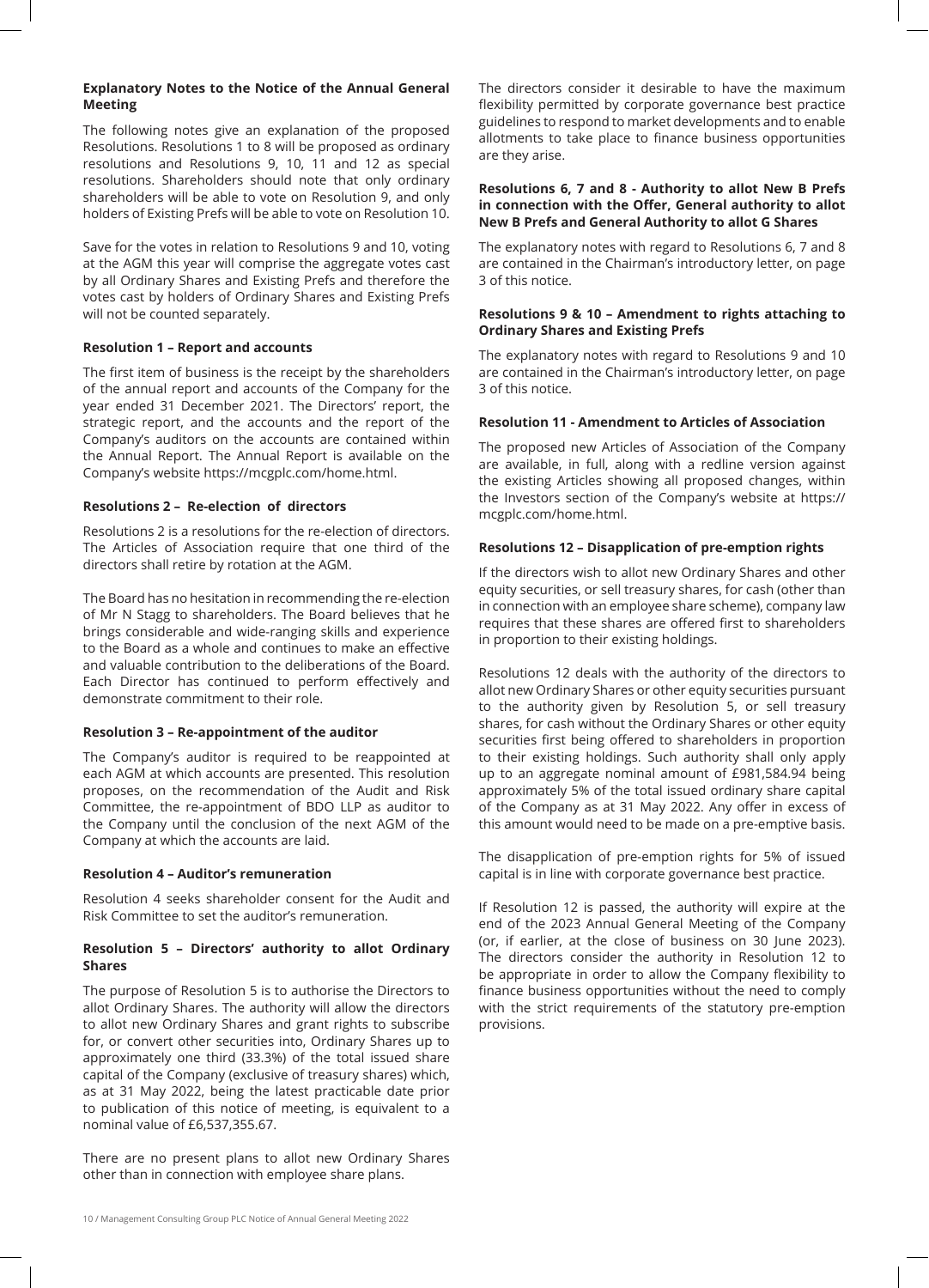**Explanatory Notes to the Notice of the Annual General Meeting**

The following notes give an explanation of the proposed Resolutions. Resolutions 1 to 8 will be proposed as ordinary resolutions and Resolutions 9, 10, 11 and 12 as special resolutions. Shareholders should note that only ordinary shareholders will be able to vote on Resolution 9, and only holders of Existing Prefs will be able to vote on Resolution 10.

Save for the votes in relation to Resolutions 9 and 10, voting at the AGM this year will comprise the aggregate votes cast by all Ordinary Shares and Existing Prefs and therefore the votes cast by holders of Ordinary Shares and Existing Prefs will not be counted separately.

**Resolution 1 – Report and accounts**

The first item of business is the receipt by the shareholders of the annual report and accounts of the Company for the year ended 31 December 2021. The Directors' report, the strategic report, and the accounts and the report of the Company's auditors on the accounts are contained within the Annual Report. The Annual Report is available on the Company's website https://mcgplc.com/home.html.

**Resolutions 2 – Re-election of directors**

Resolutions 2 is a resolutions for the re-election of directors. The Articles of Association require that one third of the directors shall retire by rotation at the AGM.

The Board has no hesitation in recommending the re-election of Mr N Stagg to shareholders. The Board believes that he brings considerable and wide-ranging skills and experience to the Board as a whole and continues to make an effective and valuable contribution to the deliberations of the Board. Each Director has continued to perform effectively and demonstrate commitment to their role.

**Resolution 3 – Re-appointment of the auditor**

The Company's auditor is required to be reappointed at each AGM at which accounts are presented. This resolution proposes, on the recommendation of the Audit and Risk Committee, the re-appointment of BDO LLP as auditor to the Company until the conclusion of the next AGM of the Company at which the accounts are laid.

**Resolution 4 – Auditor's remuneration**

Resolution 4 seeks shareholder consent for the Audit and Risk Committee to set the auditor's remuneration.

**Resolution 5 – Directors' authority to allot Ordinary Shares**

The purpose of Resolution 5 is to authorise the Directors to allot Ordinary Shares. The authority will allow the directors to allot new Ordinary Shares and grant rights to subscribe for, or convert other securities into, Ordinary Shares up to approximately one third (33.3%) of the total issued share capital of the Company (exclusive of treasury shares) which, as at 31 May 2022, being the latest practicable date prior to publication of this notice of meeting, is equivalent to a nominal value of £6,537,355.67.

There are no present plans to allot new Ordinary Shares other than in connection with employee share plans.

The directors consider it desirable to have the maximum flexibility permitted by corporate governance best practice guidelines to respond to market developments and to enable allotments to take place to finance business opportunities are they arise.

**Resolutions 6, 7 and 8 - Authority to allot New B Prefs in connection with the Offer, General authority to allot New B Prefs and General Authority to allot G Shares**

The explanatory notes with regard to Resolutions 6, 7 and 8 are contained in the Chairman's introductory letter, on page 3 of this notice.

**Resolutions 9 & 10 – Amendment to rights attaching to Ordinary Shares and Existing Prefs**

The explanatory notes with regard to Resolutions 9 and 10 are contained in the Chairman's introductory letter, on page 3 of this notice.

**Resolution 11 - Amendment to Articles of Association**

The proposed new Articles of Association of the Company are available, in full, along with a redline version against the existing Articles showing all proposed changes, within the Investors section of the Company's website at https://mcgplc.com/home.html.

**Resolutions 12 – Disapplication of pre-emption rights**

If the directors wish to allot new Ordinary Shares and other equity securities, or sell treasury shares, for cash (other than in connection with an employee share scheme), company law requires that these shares are offered first to shareholders in proportion to their existing holdings.

Resolutions 12 deals with the authority of the directors to allot new Ordinary Shares or other equity securities pursuant to the authority given by Resolution 5, or sell treasury shares, for cash without the Ordinary Shares or other equity securities first being offered to shareholders in proportion to their existing holdings. Such authority shall only apply up to an aggregate nominal amount of £981,584.94 being approximately 5% of the total issued ordinary share capital of the Company as at 31 May 2022. Any offer in excess of this amount would need to be made on a pre-emptive basis.

The disapplication of pre-emption rights for 5% of issued capital is in line with corporate governance best practice.

If Resolution 12 is passed, the authority will expire at the end of the 2023 Annual General Meeting of the Company (or, if earlier, at the close of business on 30 June 2023). The directors consider the authority in Resolution 12 to be appropriate in order to allow the Company flexibility to finance business opportunities without the need to comply with the strict requirements of the statutory pre-emption provisions.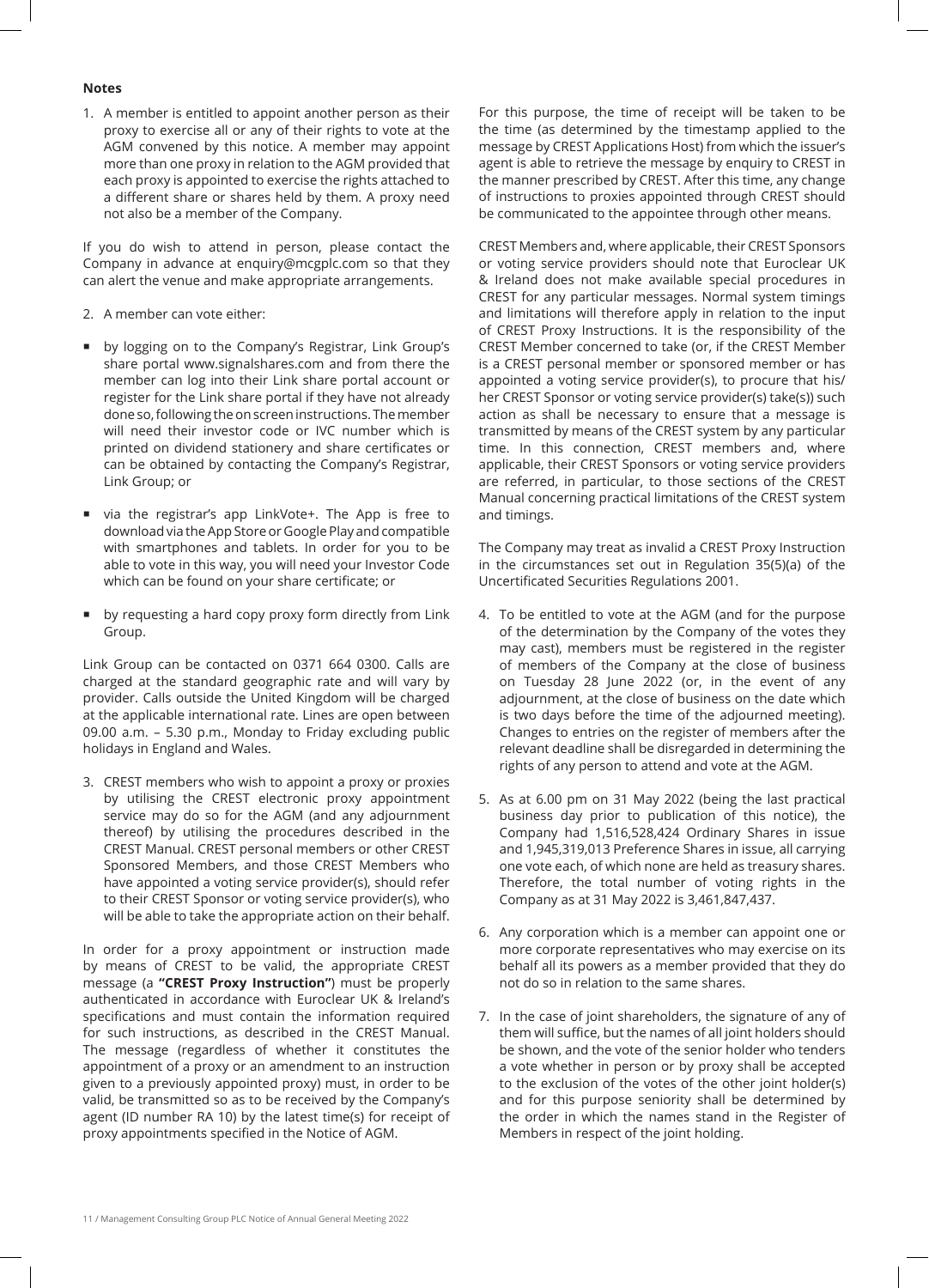**Notes**

1. A member is entitled to appoint another person as their proxy to exercise all or any of their rights to vote at the AGM convened by this notice. A member may appoint more than one proxy in relation to the AGM provided that each proxy is appointed to exercise the rights attached to a different share or shares held by them. A proxy need not also be a member of the Company.

If you do wish to attend in person, please contact the Company in advance at enquiry@mcgplc.com so that they can alert the venue and make appropriate arrangements.

2. A member can vote either:

- by logging on to the Company's Registrar, Link Group's share portal www.signalshares.com and from there the member can log into their Link share portal account or register for the Link share portal if they have not already done so, following the on screen instructions. The member will need their investor code or IVC number which is printed on dividend stationery and share certificates or can be obtained by contacting the Company's Registrar, Link Group; or
- via the registrar's app LinkVote+. The App is free to download via the App Store or Google Play and compatible with smartphones and tablets. In order for you to be able to vote in this way, you will need your Investor Code which can be found on your share certificate; or
- by requesting a hard copy proxy form directly from Link Group.

Link Group can be contacted on 0371 664 0300. Calls are charged at the standard geographic rate and will vary by provider. Calls outside the United Kingdom will be charged at the applicable international rate. Lines are open between 09.00 a.m. – 5.30 p.m., Monday to Friday excluding public holidays in England and Wales.

3. CREST members who wish to appoint a proxy or proxies by utilising the CREST electronic proxy appointment service may do so for the AGM (and any adjournment thereof) by utilising the procedures described in the CREST Manual. CREST personal members or other CREST Sponsored Members, and those CREST Members who have appointed a voting service provider(s), should refer to their CREST Sponsor or voting service provider(s), who will be able to take the appropriate action on their behalf.

In order for a proxy appointment or instruction made by means of CREST to be valid, the appropriate CREST message (a **"CREST Proxy Instruction"**) must be properly authenticated in accordance with Euroclear UK & Ireland's specifications and must contain the information required for such instructions, as described in the CREST Manual. The message (regardless of whether it constitutes the appointment of a proxy or an amendment to an instruction given to a previously appointed proxy) must, in order to be valid, be transmitted so as to be received by the Company's agent (ID number RA 10) by the latest time(s) for receipt of proxy appointments specified in the Notice of AGM.

For this purpose, the time of receipt will be taken to be the time (as determined by the timestamp applied to the message by CREST Applications Host) from which the issuer's agent is able to retrieve the message by enquiry to CREST in the manner prescribed by CREST. After this time, any change of instructions to proxies appointed through CREST should be communicated to the appointee through other means.

CREST Members and, where applicable, their CREST Sponsors or voting service providers should note that Euroclear UK & Ireland does not make available special procedures in CREST for any particular messages. Normal system timings and limitations will therefore apply in relation to the input of CREST Proxy Instructions. It is the responsibility of the CREST Member concerned to take (or, if the CREST Member is a CREST personal member or sponsored member or has appointed a voting service provider(s), to procure that his/her CREST Sponsor or voting service provider(s) take(s)) such action as shall be necessary to ensure that a message is transmitted by means of the CREST system by any particular time. In this connection, CREST members and, where applicable, their CREST Sponsors or voting service providers are referred, in particular, to those sections of the CREST Manual concerning practical limitations of the CREST system and timings.

The Company may treat as invalid a CREST Proxy Instruction in the circumstances set out in Regulation 35(5)(a) of the Uncertificated Securities Regulations 2001.

4. To be entitled to vote at the AGM (and for the purpose of the determination by the Company of the votes they may cast), members must be registered in the register of members of the Company at the close of business on Tuesday 28 June 2022 (or, in the event of any adjournment, at the close of business on the date which is two days before the time of the adjourned meeting). Changes to entries on the register of members after the relevant deadline shall be disregarded in determining the rights of any person to attend and vote at the AGM.

5. As at 6.00 pm on 31 May 2022 (being the last practical business day prior to publication of this notice), the Company had 1,516,528,424 Ordinary Shares in issue and 1,945,319,013 Preference Shares in issue, all carrying one vote each, of which none are held as treasury shares. Therefore, the total number of voting rights in the Company as at 31 May 2022 is 3,461,847,437.

6. Any corporation which is a member can appoint one or more corporate representatives who may exercise on its behalf all its powers as a member provided that they do not do so in relation to the same shares.

7. In the case of joint shareholders, the signature of any of them will suffice, but the names of all joint holders should be shown, and the vote of the senior holder who tenders a vote whether in person or by proxy shall be accepted to the exclusion of the votes of the other joint holder(s) and for this purpose seniority shall be determined by the order in which the names stand in the Register of Members in respect of the joint holding.